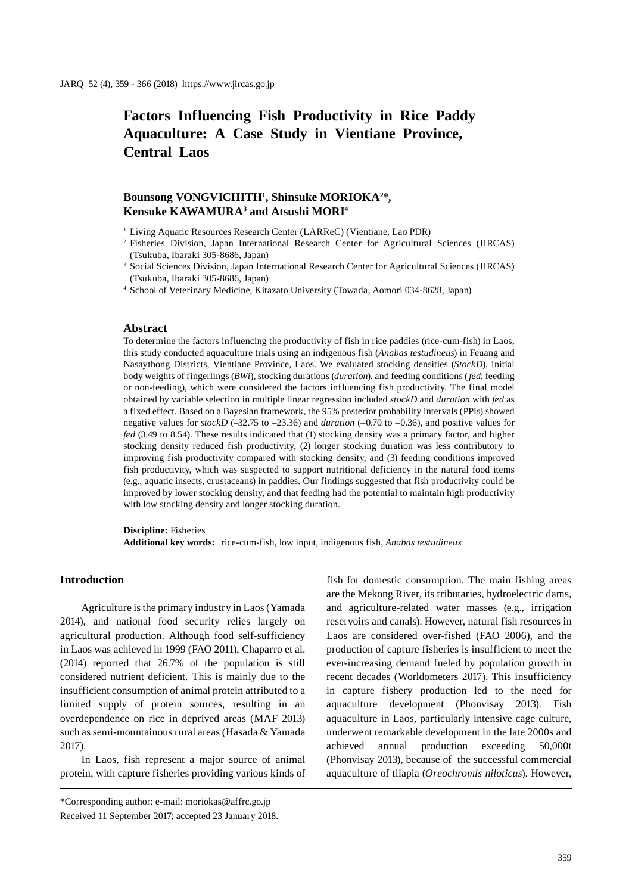# Factors Influencing Fish Productivity in Rice Paddy Aquaculture: A Case Study in Vientiane Province, Central Laos

**Bounsong VONGVICHITH[1], Shinsuke MORIOKA[2]*, Kensuke KAWAMURA[3] and Atsushi MORI[4]**

[1] Living Aquatic Resources Research Center (LARReC) (Vientiane, Lao PDR)

[2] Fisheries Division, Japan International Research Center for Agricultural Sciences (JIRCAS) (Tsukuba, Ibaraki 305-8686, Japan)

[3] Social Sciences Division, Japan International Research Center for Agricultural Sciences (JIRCAS) (Tsukuba, Ibaraki 305-8686, Japan)

[4] School of Veterinary Medicine, Kitazato University (Towada, Aomori 034-8628, Japan)

## Abstract

To determine the factors influencing the productivity of fish in rice paddies (rice-cum-fish) in Laos, this study conducted aquaculture trials using an indigenous fish (*Anabas testudineus*) in Feuang and Nasaythong Districts, Vientiane Province, Laos. We evaluated stocking densities (*StockD*), initial body weights of fingerlings (*BWi*), stocking durations (*duration*), and feeding conditions (*fed*; feeding or non-feeding), which were considered the factors influencing fish productivity. The final model obtained by variable selection in multiple linear regression included *stockD* and *duration* with *fed* as a fixed effect. Based on a Bayesian framework, the 95% posterior probability intervals (PPIs) showed negative values for *stockD* (–32.75 to –23.36) and *duration* (–0.70 to –0.36), and positive values for *fed* (3.49 to 8.54). These results indicated that (1) stocking density was a primary factor, and higher stocking density reduced fish productivity, (2) longer stocking duration was less contributory to improving fish productivity compared with stocking density, and (3) feeding conditions improved fish productivity, which was suspected to support nutritional deficiency in the natural food items (e.g., aquatic insects, crustaceans) in paddies. Our findings suggested that fish productivity could be improved by lower stocking density, and that feeding had the potential to maintain high productivity with low stocking density and longer stocking duration.

**Discipline:** Fisheries

**Additional key words:** rice-cum-fish, low input, indigenous fish, *Anabas testudineus*

## Introduction

Agriculture is the primary industry in Laos (Yamada 2014), and national food security relies largely on agricultural production. Although food self-sufficiency in Laos was achieved in 1999 (FAO 2011), Chaparro et al. (2014) reported that 26.7% of the population is still considered nutrient deficient. This is mainly due to the insufficient consumption of animal protein attributed to a limited supply of protein sources, resulting in an overdependence on rice in deprived areas (MAF 2013) such as semi-mountainous rural areas (Hasada & Yamada 2017).

In Laos, fish represent a major source of animal protein, with capture fisheries providing various kinds of fish for domestic consumption. The main fishing areas are the Mekong River, its tributaries, hydroelectric dams, and agriculture-related water masses (e.g., irrigation reservoirs and canals). However, natural fish resources in Laos are considered over-fished (FAO 2006), and the production of capture fisheries is insufficient to meet the ever-increasing demand fueled by population growth in recent decades (Worldometers 2017). This insufficiency in capture fishery production led to the need for aquaculture development (Phonvisay 2013). Fish aquaculture in Laos, particularly intensive cage culture, underwent remarkable development in the late 2000s and achieved annual production exceeding 50,000t (Phonvisay 2013), because of the successful commercial aquaculture of tilapia (*Oreochromis niloticus*). However,

*Corresponding author: e-mail: moriokas@affrc.go.jp

Received 11 September 2017; accepted 23 January 2018.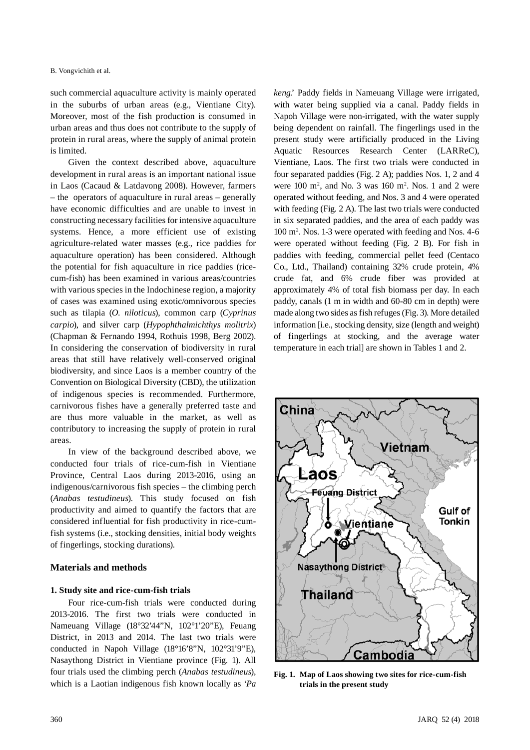such commercial aquaculture activity is mainly operated in the suburbs of urban areas (e.g., Vientiane City). Moreover, most of the fish production is consumed in urban areas and thus does not contribute to the supply of protein in rural areas, where the supply of animal protein is limited.

Given the context described above, aquaculture development in rural areas is an important national issue in Laos (Cacaud & Latdavong 2008). However, farmers – the operators of aquaculture in rural areas – generally have economic difficulties and are unable to invest in constructing necessary facilities for intensive aquaculture systems. Hence, a more efficient use of existing agriculture-related water masses (e.g., rice paddies for aquaculture operation) has been considered. Although the potential for fish aquaculture in rice paddies (rice-cum-fish) has been examined in various areas/countries with various species in the Indochinese region, a majority of cases was examined using exotic/omnivorous species such as tilapia (*O. niloticus*), common carp (*Cyprinus carpio*), and silver carp (*Hypophthalmichthys molitrix*) (Chapman & Fernando 1994, Rothuis 1998, Berg 2002). In considering the conservation of biodiversity in rural areas that still have relatively well-conserved original biodiversity, and since Laos is a member country of the Convention on Biological Diversity (CBD), the utilization of indigenous species is recommended. Furthermore, carnivorous fishes have a generally preferred taste and are thus more valuable in the market, as well as contributory to increasing the supply of protein in rural areas.

In view of the background described above, we conducted four trials of rice-cum-fish in Vientiane Province, Central Laos during 2013-2016, using an indigenous/carnivorous fish species – the climbing perch (*Anabas testudineus*). This study focused on fish productivity and aimed to quantify the factors that are considered influential for fish productivity in rice-cum-fish systems (i.e., stocking densities, initial body weights of fingerlings, stocking durations).

## Materials and methods

### 1. Study site and rice-cum-fish trials

Four rice-cum-fish trials were conducted during 2013-2016. The first two trials were conducted in Nameuang Village (18°32'44"N, 102°1'20"E), Feuang District, in 2013 and 2014. The last two trials were conducted in Napoh Village (18°16'8"N, 102°31'9"E), Nasaythong District in Vientiane province (Fig. 1). All four trials used the climbing perch (*Anabas testudineus*), which is a Laotian indigenous fish known locally as *'Pa keng*.' Paddy fields in Nameuang Village were irrigated, with water being supplied via a canal. Paddy fields in Napoh Village were non-irrigated, with the water supply being dependent on rainfall. The fingerlings used in the present study were artificially produced in the Living Aquatic Resources Research Center (LARReC), Vientiane, Laos. The first two trials were conducted in four separated paddies (Fig. 2 A); paddies Nos. 1, 2 and 4 were 100 m$^2$, and No. 3 was 160 m$^2$. Nos. 1 and 2 were operated without feeding, and Nos. 3 and 4 were operated with feeding (Fig. 2 A). The last two trials were conducted in six separated paddies, and the area of each paddy was 100 m$^2$. Nos. 1-3 were operated with feeding and Nos. 4-6 were operated without feeding (Fig. 2 B). For fish in paddies with feeding, commercial pellet feed (Centaco Co., Ltd., Thailand) containing 32% crude protein, 4% crude fat, and 6% crude fiber was provided at approximately 4% of total fish biomass per day. In each paddy, canals (1 m in width and 60-80 cm in depth) were made along two sides as fish refuges (Fig. 3). More detailed information [i.e., stocking density, size (length and weight) of fingerlings at stocking, and the average water temperature in each trial] are shown in Tables 1 and 2.

**Fig. 1. Map of Laos showing two sites for rice-cum-fish trials in the present study**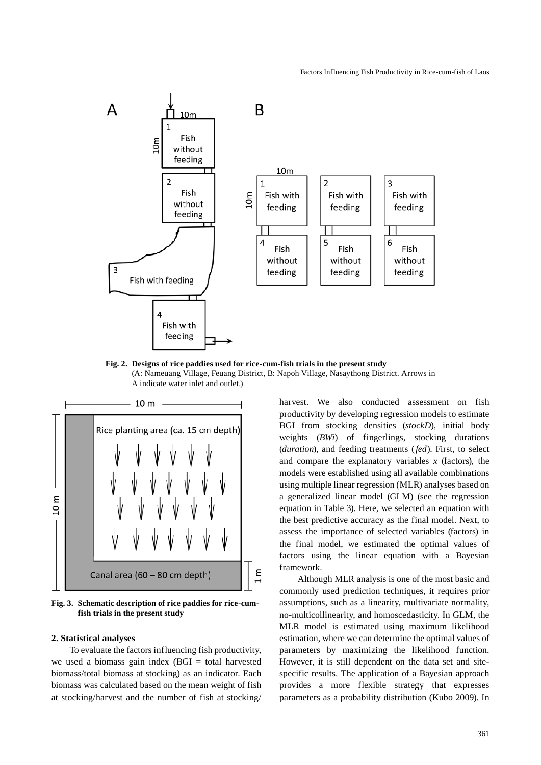**Fig. 2. Designs of rice paddies used for rice-cum-fish trials in the present study**
(A: Nameuang Village, Feuang District, B: Napoh Village, Nasaythong District. Arrows in A indicate water inlet and outlet.)

**Fig. 3. Schematic description of rice paddies for rice-cum-fish trials in the present study**

## 2. Statistical analyses

To evaluate the factors influencing fish productivity, we used a biomass gain index (BGI = total harvested biomass/total biomass at stocking) as an indicator. Each biomass was calculated based on the mean weight of fish at stocking/harvest and the number of fish at stocking/harvest. We also conducted assessment on fish productivity by developing regression models to estimate BGI from stocking densities (*stockD*), initial body weights (*BWi*) of fingerlings, stocking durations (*duration*), and feeding treatments (*fed*). First, to select and compare the explanatory variables *x* (factors), the models were established using all available combinations using multiple linear regression (MLR) analyses based on a generalized linear model (GLM) (see the regression equation in Table 3). Here, we selected an equation with the best predictive accuracy as the final model. Next, to assess the importance of selected variables (factors) in the final model, we estimated the optimal values of factors using the linear equation with a Bayesian framework.

Although MLR analysis is one of the most basic and commonly used prediction techniques, it requires prior assumptions, such as a linearity, multivariate normality, no-multicollinearity, and homoscedasticity. In GLM, the MLR model is estimated using maximum likelihood estimation, where we can determine the optimal values of parameters by maximizing the likelihood function. However, it is still dependent on the data set and site-specific results. The application of a Bayesian approach provides a more flexible strategy that expresses parameters as a probability distribution (Kubo 2009). In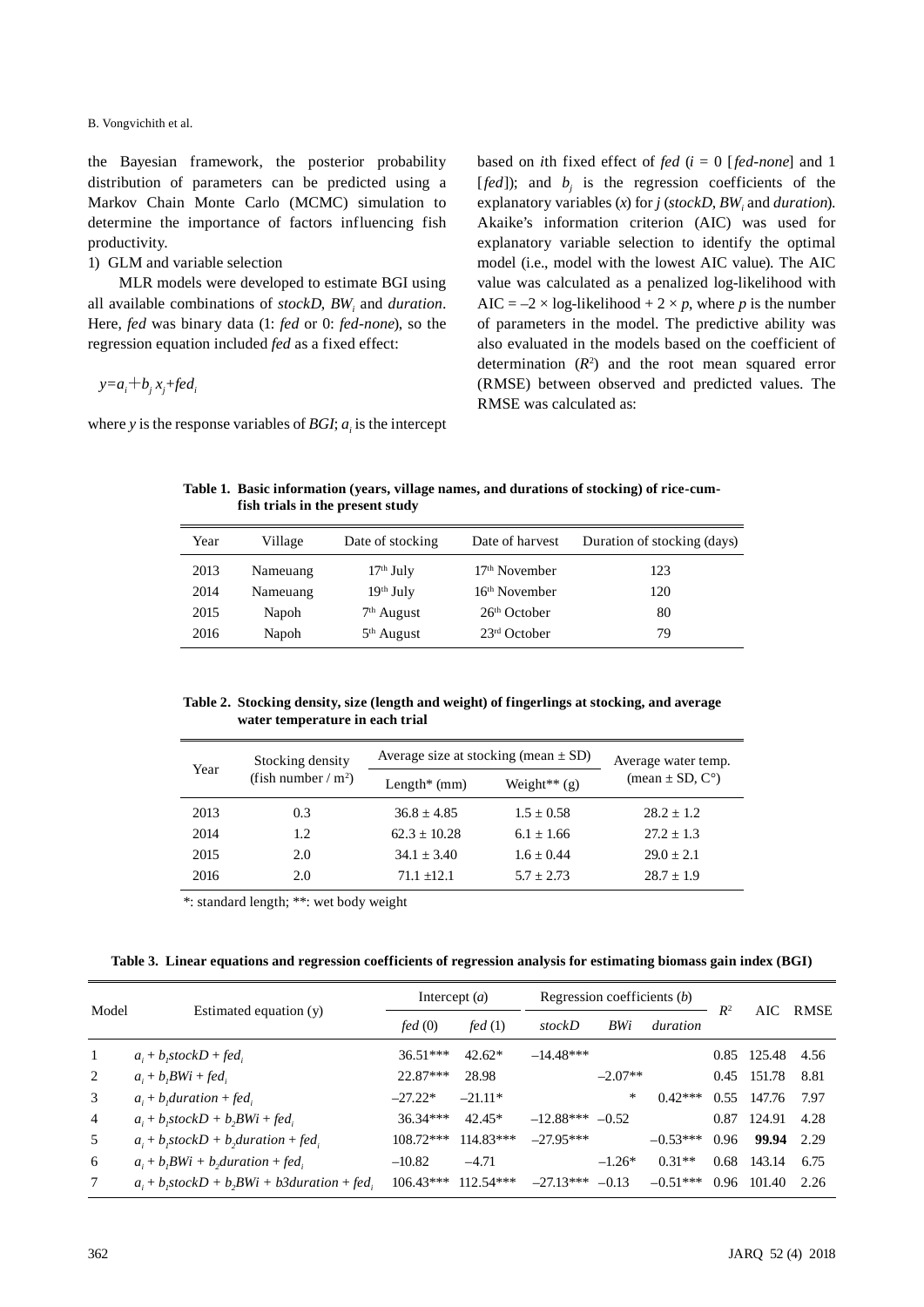the Bayesian framework, the posterior probability distribution of parameters can be predicted using a Markov Chain Monte Carlo (MCMC) simulation to determine the importance of factors influencing fish productivity.

1) GLM and variable selection

MLR models were developed to estimate BGI using all available combinations of *stockD*, $BW_i$ and *duration*. Here, *fed* was binary data (1: *fed* or 0: *fed-none*), so the regression equation included *fed* as a fixed effect:

$$y = a_i + b_j x_j + fed_i$$

where $y$ is the response variables of *BGI*; $a_i$ is the intercept based on *i*th fixed effect of *fed* ($i$ = 0 [*fed-none*] and 1 [*fed*]); and $b_j$ is the regression coefficients of the explanatory variables ($x$) for $j$ (*stockD*, $BW_i$ and *duration*). Akaike's information criterion (AIC) was used for explanatory variable selection to identify the optimal model (i.e., model with the lowest AIC value). The AIC value was calculated as a penalized log-likelihood with AIC = $-2 \times$ log-likelihood + $2 \times p$, where $p$ is the number of parameters in the model. The predictive ability was also evaluated in the models based on the coefficient of determination ($R^2$) and the root mean squared error (RMSE) between observed and predicted values. The RMSE was calculated as:

**Table 1. Basic information (years, village names, and durations of stocking) of rice-cum-fish trials in the present study**

| Year | Village | Date of stocking | Date of harvest | Duration of stocking (days) |
|---|---|---|---|---|
| 2013 | Nameuang | 17th July | 17th November | 123 |
| 2014 | Nameuang | 19th July | 16th November | 120 |
| 2015 | Napoh | 7th August | 26th October | 80 |
| 2016 | Napoh | 5th August | 23rd October | 79 |

**Table 2. Stocking density, size (length and weight) of fingerlings at stocking, and average water temperature in each trial**

| Year | Stocking density (fish number / m²) | Average size at stocking (mean ± SD) | | Average water temp. (mean ± SD, C°) |
|---|---|---|---|---|
| | | Length* (mm) | Weight** (g) | |
| 2013 | 0.3 | 36.8 ± 4.85 | 1.5 ± 0.58 | 28.2 ± 1.2 |
| 2014 | 1.2 | 62.3 ± 10.28 | 6.1 ± 1.66 | 27.2 ± 1.3 |
| 2015 | 2.0 | 34.1 ± 3.40 | 1.6 ± 0.44 | 29.0 ± 2.1 |
| 2016 | 2.0 | 71.1 ±12.1 | 5.7 ± 2.73 | 28.7 ± 1.9 |

*: standard length; **: wet body weight

**Table 3. Linear equations and regression coefficients of regression analysis for estimating biomass gain index (BGI)**

| Model | Estimated equation (y) | Intercept (*a*) | | Regression coefficients (*b*) | | | $R^2$ | AIC | RMSE |
|---|---|---|---|---|---|---|---|---|---|
| | | *fed* (0) | *fed* (1) | *stockD* | *BWi* | *duration* | | | |
| 1 | $a_i + b_1 stockD + fed_i$ | 36.51*** | 42.62* | −14.48*** | | | 0.85 | 125.48 | 4.56 |
| 2 | $a_i + b_1 BWi + fed_i$ | 22.87*** | 28.98 | | −2.07** | | 0.45 | 151.78 | 8.81 |
| 3 | $a_i + b_1 duration + fed_i$ | −27.22* | −21.11* | | * | 0.42*** | 0.55 | 147.76 | 7.97 |
| 4 | $a_i + b_1 stockD + b_2 BWi + fed_i$ | 36.34*** | 42.45* | −12.88*** | −0.52 | | 0.87 | 124.91 | 4.28 |
| 5 | $a_i + b_1 stockD + b_2 duration + fed_i$ | 108.72*** | 114.83*** | −27.95*** | | −0.53*** | 0.96 | **99.94** | 2.29 |
| 6 | $a_i + b_1 BWi + b_2 duration + fed_i$ | −10.82 | −4.71 | | −1.26* | 0.31** | 0.68 | 143.14 | 6.75 |
| 7 | $a_i + b_1 stockD + b_2 BWi + b3duration + fed_i$ | 106.43*** | 112.54*** | −27.13*** | −0.13 | −0.51*** | 0.96 | 101.40 | 2.26 |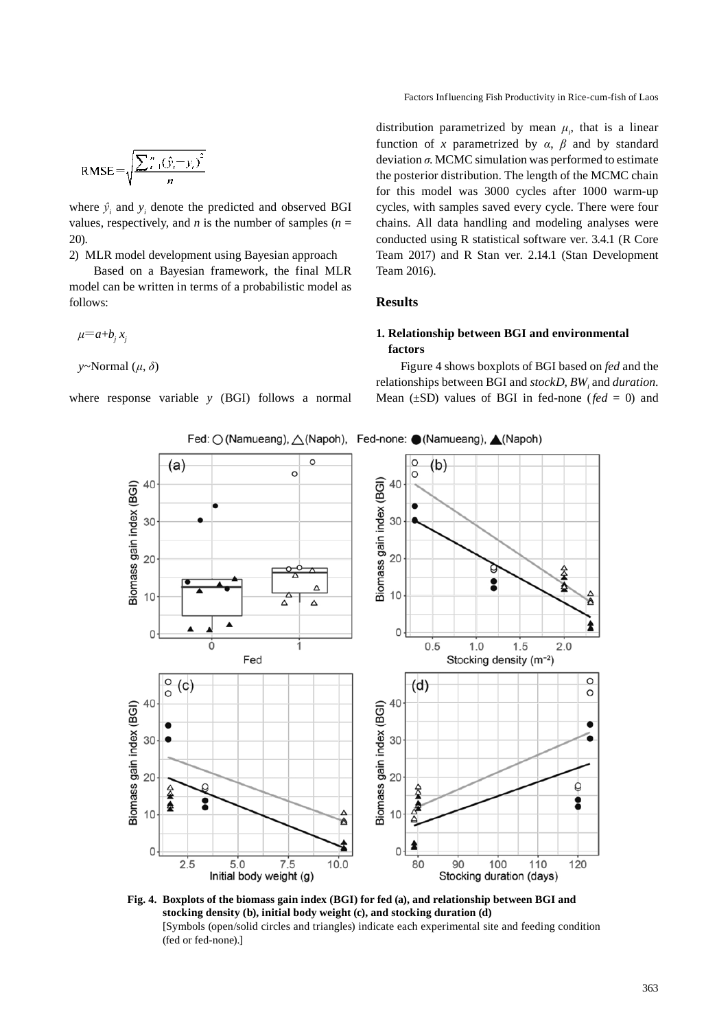$$\mathrm{RMSE} = \sqrt{\frac{\sum_{i=1}^{n}(\hat{y}_i - y_i)^2}{n}}$$

where $\hat{y}_i$ and $y_i$ denote the predicted and observed BGI values, respectively, and $n$ is the number of samples ($n$ = 20).

2) MLR model development using Bayesian approach

Based on a Bayesian framework, the final MLR model can be written in terms of a probabilistic model as follows:

$$\mu = a + b_j x_j$$

$$y \sim \mathrm{Normal}(\mu, \delta)$$

where response variable $y$ (BGI) follows a normal distribution parametrized by mean $\mu_i$, that is a linear function of $x$ parametrized by $\alpha$, $\beta$ and by standard deviation $\sigma$. MCMC simulation was performed to estimate the posterior distribution. The length of the MCMC chain for this model was 3000 cycles after 1000 warm-up cycles, with samples saved every cycle. There were four chains. All data handling and modeling analyses were conducted using R statistical software ver. 3.4.1 (R Core Team 2017) and R Stan ver. 2.14.1 (Stan Development Team 2016).

## Results

### 1. Relationship between BGI and environmental factors

Figure 4 shows boxplots of BGI based on *fed* and the relationships between BGI and *stockD*, $BW_i$ and *duration*. Mean (±SD) values of BGI in fed-none (*fed* = 0) and

**Fig. 4. Boxplots of the biomass gain index (BGI) for fed (a), and relationship between BGI and stocking density (b), initial body weight (c), and stocking duration (d)**

[Symbols (open/solid circles and triangles) indicate each experimental site and feeding condition (fed or fed-none).]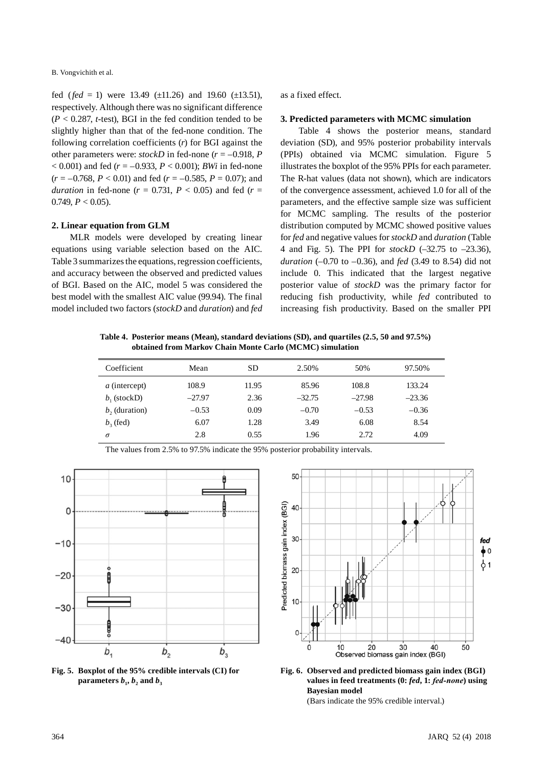fed (*fed* = 1) were 13.49 (±11.26) and 19.60 (±13.51), respectively. Although there was no significant difference ($P$ < 0.287, *t*-test), BGI in the fed condition tended to be slightly higher than that of the fed-none condition. The following correlation coefficients ($r$) for BGI against the other parameters were: *stockD* in fed-none ($r$ = –0.918, $P$ < 0.001) and fed ($r$ = –0.933, $P$ < 0.001); *BWi* in fed-none ($r$ = –0.768, $P$ < 0.01) and fed ($r$ = –0.585, $P$ = 0.07); and *duration* in fed-none ($r$ = 0.731, $P$ < 0.05) and fed ($r$ = 0.749, $P$ < 0.05).

## 2. Linear equation from GLM

MLR models were developed by creating linear equations using variable selection based on the AIC. Table 3 summarizes the equations, regression coefficients, and accuracy between the observed and predicted values of BGI. Based on the AIC, model 5 was considered the best model with the smallest AIC value (99.94). The final model included two factors (*stockD* and *duration*) and *fed* as a fixed effect.

## 3. Predicted parameters with MCMC simulation

Table 4 shows the posterior means, standard deviation (SD), and 95% posterior probability intervals (PPIs) obtained via MCMC simulation. Figure 5 illustrates the boxplot of the 95% PPIs for each parameter. The R-hat values (data not shown), which are indicators of the convergence assessment, achieved 1.0 for all of the parameters, and the effective sample size was sufficient for MCMC sampling. The results of the posterior distribution computed by MCMC showed positive values for *fed* and negative values for *stockD* and *duration* (Table 4 and Fig. 5). The PPI for *stockD* (–32.75 to –23.36), *duration* (–0.70 to –0.36), and *fed* (3.49 to 8.54) did not include 0. This indicated that the largest negative posterior value of *stockD* was the primary factor for reducing fish productivity, while *fed* contributed to increasing fish productivity. Based on the smaller PPI

**Table 4. Posterior means (Mean), standard deviations (SD), and quartiles (2.5, 50 and 97.5%) obtained from Markov Chain Monte Carlo (MCMC) simulation**

| Coefficient | Mean | SD | 2.50% | 50% | 97.50% |
|---|---|---|---|---|---|
| *a* (intercept) | 108.9 | 11.95 | 85.96 | 108.8 | 133.24 |
| $b_1$ (stockD) | –27.97 | 2.36 | –32.75 | –27.98 | –23.36 |
| $b_2$ (duration) | –0.53 | 0.09 | –0.70 | –0.53 | –0.36 |
| $b_3$ (fed) | 6.07 | 1.28 | 3.49 | 6.08 | 8.54 |
| $\sigma$ | 2.8 | 0.55 | 1.96 | 2.72 | 4.09 |

The values from 2.5% to 97.5% indicate the 95% posterior probability intervals.

**Fig. 5. Boxplot of the 95% credible intervals (CI) for parameters $b_1$, $b_2$ and $b_3$**

**Fig. 6. Observed and predicted biomass gain index (BGI) values in feed treatments (0: *fed*, 1: *fed-none*) using Bayesian model**
(Bars indicate the 95% credible interval.)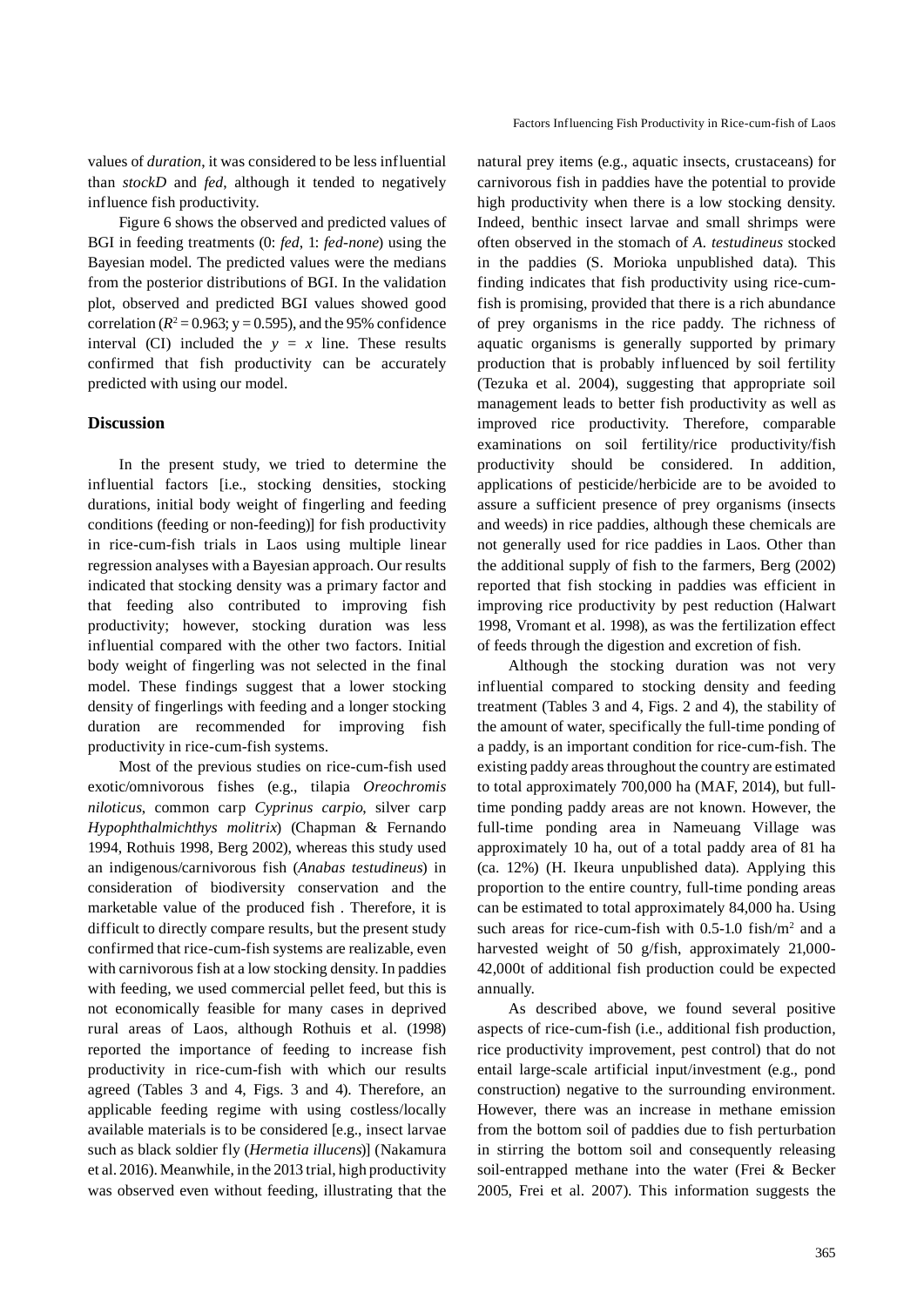values of *duration*, it was considered to be less influential than *stockD* and *fed*, although it tended to negatively influence fish productivity.

Figure 6 shows the observed and predicted values of BGI in feeding treatments (0: *fed*, 1: *fed-none*) using the Bayesian model. The predicted values were the medians from the posterior distributions of BGI. In the validation plot, observed and predicted BGI values showed good correlation ($R^2 = 0.963$; y = 0.595), and the 95% confidence interval (CI) included the $y = x$ line. These results confirmed that fish productivity can be accurately predicted with using our model.

## Discussion

In the present study, we tried to determine the influential factors [i.e., stocking densities, stocking durations, initial body weight of fingerling and feeding conditions (feeding or non-feeding)] for fish productivity in rice-cum-fish trials in Laos using multiple linear regression analyses with a Bayesian approach. Our results indicated that stocking density was a primary factor and that feeding also contributed to improving fish productivity; however, stocking duration was less influential compared with the other two factors. Initial body weight of fingerling was not selected in the final model. These findings suggest that a lower stocking density of fingerlings with feeding and a longer stocking duration are recommended for improving fish productivity in rice-cum-fish systems.

Most of the previous studies on rice-cum-fish used exotic/omnivorous fishes (e.g., tilapia *Oreochromis niloticus*, common carp *Cyprinus carpio*, silver carp *Hypophthalmichthys molitrix*) (Chapman & Fernando 1994, Rothuis 1998, Berg 2002), whereas this study used an indigenous/carnivorous fish (*Anabas testudineus*) in consideration of biodiversity conservation and the marketable value of the produced fish . Therefore, it is difficult to directly compare results, but the present study confirmed that rice-cum-fish systems are realizable, even with carnivorous fish at a low stocking density. In paddies with feeding, we used commercial pellet feed, but this is not economically feasible for many cases in deprived rural areas of Laos, although Rothuis et al. (1998) reported the importance of feeding to increase fish productivity in rice-cum-fish with which our results agreed (Tables 3 and 4, Figs. 3 and 4). Therefore, an applicable feeding regime with using costless/locally available materials is to be considered [e.g., insect larvae such as black soldier fly (*Hermetia illucens*)] (Nakamura et al. 2016). Meanwhile, in the 2013 trial, high productivity was observed even without feeding, illustrating that the natural prey items (e.g., aquatic insects, crustaceans) for carnivorous fish in paddies have the potential to provide high productivity when there is a low stocking density. Indeed, benthic insect larvae and small shrimps were often observed in the stomach of *A. testudineus* stocked in the paddies (S. Morioka unpublished data). This finding indicates that fish productivity using rice-cum-fish is promising, provided that there is a rich abundance of prey organisms in the rice paddy. The richness of aquatic organisms is generally supported by primary production that is probably influenced by soil fertility (Tezuka et al. 2004), suggesting that appropriate soil management leads to better fish productivity as well as improved rice productivity. Therefore, comparable examinations on soil fertility/rice productivity/fish productivity should be considered. In addition, applications of pesticide/herbicide are to be avoided to assure a sufficient presence of prey organisms (insects and weeds) in rice paddies, although these chemicals are not generally used for rice paddies in Laos. Other than the additional supply of fish to the farmers, Berg (2002) reported that fish stocking in paddies was efficient in improving rice productivity by pest reduction (Halwart 1998, Vromant et al. 1998), as was the fertilization effect of feeds through the digestion and excretion of fish.

Although the stocking duration was not very influential compared to stocking density and feeding treatment (Tables 3 and 4, Figs. 2 and 4), the stability of the amount of water, specifically the full-time ponding of a paddy, is an important condition for rice-cum-fish. The existing paddy areas throughout the country are estimated to total approximately 700,000 ha (MAF, 2014), but full-time ponding paddy areas are not known. However, the full-time ponding area in Nameuang Village was approximately 10 ha, out of a total paddy area of 81 ha (ca. 12%) (H. Ikeura unpublished data). Applying this proportion to the entire country, full-time ponding areas can be estimated to total approximately 84,000 ha. Using such areas for rice-cum-fish with 0.5-1.0 fish/m$^2$ and a harvested weight of 50 g/fish, approximately 21,000-42,000t of additional fish production could be expected annually.

As described above, we found several positive aspects of rice-cum-fish (i.e., additional fish production, rice productivity improvement, pest control) that do not entail large-scale artificial input/investment (e.g., pond construction) negative to the surrounding environment. However, there was an increase in methane emission from the bottom soil of paddies due to fish perturbation in stirring the bottom soil and consequently releasing soil-entrapped methane into the water (Frei & Becker 2005, Frei et al. 2007). This information suggests the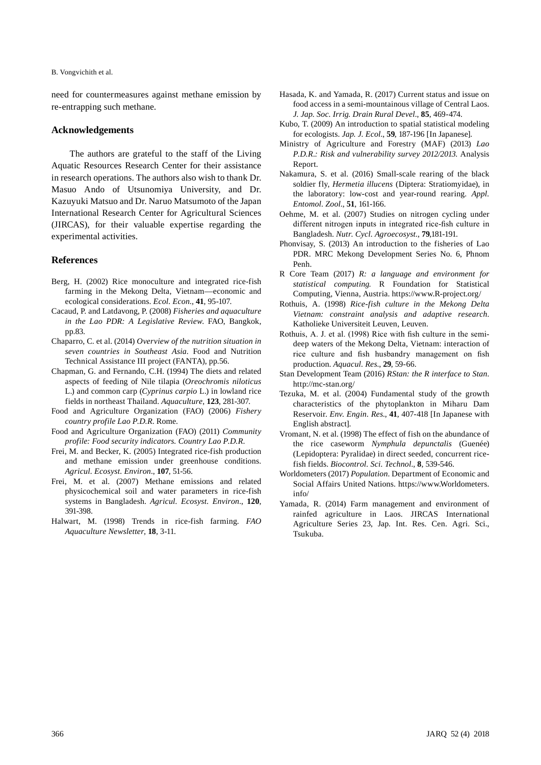need for countermeasures against methane emission by re-entrapping such methane.

## Acknowledgements

The authors are grateful to the staff of the Living Aquatic Resources Research Center for their assistance in research operations. The authors also wish to thank Dr. Masuo Ando of Utsunomiya University, and Dr. Kazuyuki Matsuo and Dr. Naruo Matsumoto of the Japan International Research Center for Agricultural Sciences (JIRCAS), for their valuable expertise regarding the experimental activities.

## References

Berg, H. (2002) Rice monoculture and integrated rice-fish farming in the Mekong Delta, Vietnam—economic and ecological considerations. *Ecol. Econ.*, **41**, 95-107.

Cacaud, P. and Latdavong, P. (2008) *Fisheries and aquaculture in the Lao PDR: A Legislative Review.* FAO, Bangkok, pp.83.

Chaparro, C. et al. (2014) *Overview of the nutrition situation in seven countries in Southeast Asia.* Food and Nutrition Technical Assistance III project (FANTA), pp.56.

Chapman, G. and Fernando, C.H. (1994) The diets and related aspects of feeding of Nile tilapia (*Oreochromis niloticus* L.) and common carp (*Cyprinus carpio* L.) in lowland rice fields in northeast Thailand. *Aquaculture*, **123**, 281-307.

Food and Agriculture Organization (FAO) (2006) *Fishery country profile Lao P.D.R.* Rome.

Food and Agriculture Organization (FAO) (2011) *Community profile: Food security indicators. Country Lao P.D.R.*

Frei, M. and Becker, K. (2005) Integrated rice-fish production and methane emission under greenhouse conditions. *Agricul. Ecosyst. Environ.*, **107**, 51-56.

Frei, M. et al. (2007) Methane emissions and related physicochemical soil and water parameters in rice-fish systems in Bangladesh. *Agricul. Ecosyst. Environ.*, **120**, 391-398.

Halwart, M. (1998) Trends in rice-fish farming. *FAO Aquaculture Newsletter*, **18**, 3-11.

Hasada, K. and Yamada, R. (2017) Current status and issue on food access in a semi-mountainous village of Central Laos. *J. Jap. Soc. Irrig. Drain Rural Devel.*, **85**, 469-474.

Kubo, T. (2009) An introduction to spatial statistical modeling for ecologists. *Jap. J. Ecol.*, **59**, 187-196 [In Japanese].

Ministry of Agriculture and Forestry (MAF) (2013) *Lao P.D.R.: Risk and vulnerability survey 2012/2013.* Analysis Report.

Nakamura, S. et al. (2016) Small-scale rearing of the black soldier fly, *Hermetia illucens* (Diptera: Stratiomyidae), in the laboratory: low-cost and year-round rearing. *Appl. Entomol. Zool.*, **51**, 161-166.

Oehme, M. et al. (2007) Studies on nitrogen cycling under different nitrogen inputs in integrated rice-fish culture in Bangladesh. *Nutr. Cycl. Agroecosyst.*, **79**,181-191.

Phonvisay, S. (2013) An introduction to the fisheries of Lao PDR. MRC Mekong Development Series No. 6, Phnom Penh.

R Core Team (2017) *R: a language and environment for statistical computing.* R Foundation for Statistical Computing, Vienna, Austria. https://www.R-project.org/

Rothuis, A. (1998) *Rice-fish culture in the Mekong Delta Vietnam: constraint analysis and adaptive research.* Katholieke Universiteit Leuven, Leuven.

Rothuis, A. J. et al. (1998) Rice with fish culture in the semi-deep waters of the Mekong Delta, Vietnam: interaction of rice culture and fish husbandry management on fish production. *Aquacul. Res.*, **29**, 59-66.

Stan Development Team (2016) *RStan: the R interface to Stan.* http://mc-stan.org/

Tezuka, M. et al. (2004) Fundamental study of the growth characteristics of the phytoplankton in Miharu Dam Reservoir. *Env. Engin. Res.*, **41**, 407-418 [In Japanese with English abstract].

Vromant, N. et al. (1998) The effect of fish on the abundance of the rice caseworm *Nymphula depunctalis* (Guenée) (Lepidoptera: Pyralidae) in direct seeded, concurrent rice-fish fields. *Biocontrol. Sci. Technol.*, **8**, 539-546.

Worldometers (2017) *Population.* Department of Economic and Social Affairs United Nations. https://www.Worldometers.info/

Yamada, R. (2014) Farm management and environment of rainfed agriculture in Laos. JIRCAS International Agriculture Series 23, Jap. Int. Res. Cen. Agri. Sci., Tsukuba.